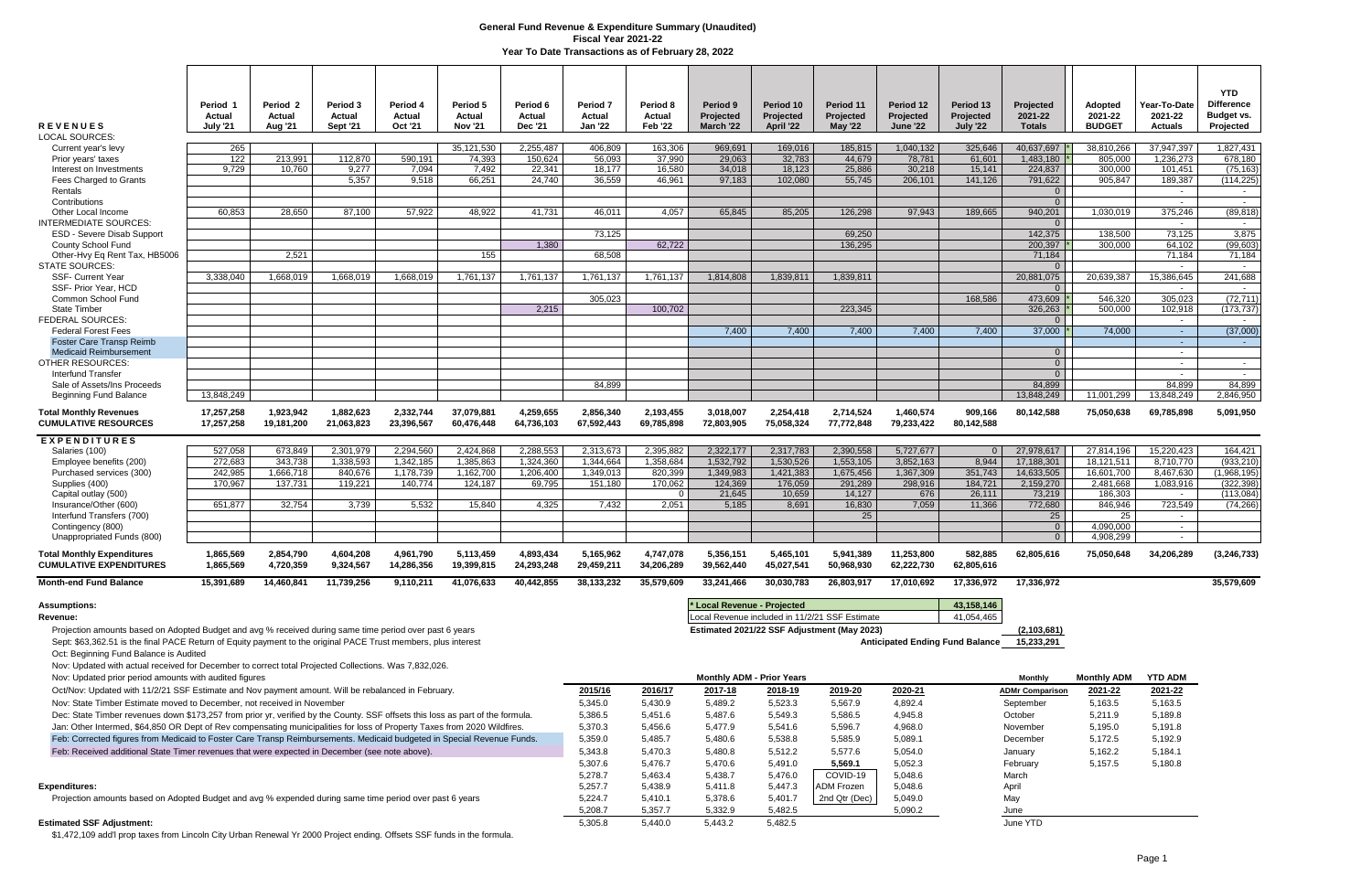# General Fund Revenue & Expenditure Summary (Unaudited)

## Fiscal Year 2021-22

### Year To Date Transactions as of February 28, 2022

| REVENUES | Period 1 Actual July '21 | Period 2 Actual Aug '21 | Period 3 Actual Sept '21 | Period 4 Actual Oct '21 | Period 5 Actual Nov '21 | Period 6 Actual Dec '21 | Period 7 Actual Jan '22 | Period 8 Actual Feb '22 | Period 9 Projected March '22 | Period 10 Projected April '22 | Period 11 Projected May '22 | Period 12 Projected June '22 | Period 13 Projected July '22 | Projected 2021-22 Totals | Adopted 2021-22 BUDGET | Year-To-Date 2021-22 Actuals | YTD Difference Budget vs. Projected |
|---|---|---|---|---|---|---|---|---|---|---|---|---|---|---|---|---|---|
| LOCAL SOURCES: | | | | | | | | | | | | | | | | | |
| Current year's levy | 265 | | | | 35,121,530 | 2,255,487 | 406,809 | 163,306 | 969,691 | 169,016 | 185,815 | 1,040,132 | 325,646 | 40,637,697 * | 38,810,266 | 37,947,397 | 1,827,431 |
| Prior years' taxes | 122 | 213,991 | 112,870 | 590,191 | 74,393 | 150,624 | 56,093 | 37,990 | 29,063 | 32,783 | 44,679 | 78,781 | 61,601 | 1,483,180 * | 805,000 | 1,236,273 | 678,180 |
| Interest on Investments | 9,729 | 10,760 | 9,277 | 7,094 | 7,492 | 22,341 | 18,177 | 16,580 | 34,018 | 18,123 | 25,886 | 30,218 | 15,141 | 224,837 | 300,000 | 101,451 | (75,163) |
| Fees Charged to Grants | | | 5,357 | 9,518 | 66,251 | 24,740 | 36,559 | 46,961 | 97,183 | 102,080 | 55,745 | 206,101 | 141,126 | 791,622 | 905,847 | 189,387 | (114,225) |
| Rentals | | | | | | | | | | | | | | 0 | | - | - |
| Contributions | | | | | | | | | | | | | | 0 | | - | - |
| Other Local Income | 60,853 | 28,650 | 87,100 | 57,922 | 48,922 | 41,731 | 46,011 | 4,057 | 65,845 | 85,205 | 126,298 | 97,943 | 189,665 | 940,201 | 1,030,019 | 375,246 | (89,818) |
| INTERMEDIATE SOURCES: | | | | | | | | | | | | | | 0 | | - | - |
| ESD - Severe Disab Support | | | | | | | 73,125 | | | | 69,250 | | | 142,375 | 138,500 | 73,125 | 3,875 |
| County School Fund | | | | | | 1,380 | | 62,722 | | | 136,295 | | | 200,397 * | 300,000 | 64,102 | (99,603) |
| Other-Hvy Eq Rent Tax, HB5006 | | 2,521 | | | 155 | | 68,508 | | | | | | | 71,184 | | 71,184 | 71,184 |
| STATE SOURCES: | | | | | | | | | | | | | | 0 | | - | - |
| SSF- Current Year | 3,338,040 | 1,668,019 | 1,668,019 | 1,668,019 | 1,761,137 | 1,761,137 | 1,761,137 | 1,761,137 | 1,814,808 | 1,839,811 | 1,839,811 | | | 20,881,075 | 20,639,387 | 15,386,645 | 241,688 |
| SSF- Prior Year, HCD | | | | | | | | | | | | | | 0 | | - | - |
| Common School Fund | | | | | | | 305,023 | | | | | | 168,586 | 473,609 * | 546,320 | 305,023 | (72,711) |
| State Timber | | | | | | 2,215 | | 100,702 | | | 223,345 | | | 326,263 * | 500,000 | 102,918 | (173,737) |
| FEDERAL SOURCES: | | | | | | | | | | | | | | 0 | | - | - |
| Federal Forest Fees | | | | | | | | | 7,400 | 7,400 | 7,400 | 7,400 | 7,400 | 37,000 * | 74,000 | - | (37,000) |
| Foster Care Transp Reimb | | | | | | | | | | | | | | | | - | - |
| Medicaid Reimbursement | | | | | | | | | | | | | | 0 | | - | |
| OTHER RESOURCES: | | | | | | | | | | | | | | 0 | | - | - |
| Interfund Transfer | | | | | | | | | | | | | | 0 | | - | - |
| Sale of Assets/Ins Proceeds | | | | | | | 84,899 | | | | | | | 84,899 | | 84,899 | 84,899 |
| Beginning Fund Balance | 13,848,249 | | | | | | | | | | | | | 13,848,249 | 11,001,299 | 13,848,249 | 2,846,950 |
| **Total Monthly Revenues** | 17,257,258 | 1,923,942 | 1,882,623 | 2,332,744 | 37,079,881 | 4,259,655 | 2,856,340 | 2,193,455 | 3,018,007 | 2,254,418 | 2,714,524 | 1,460,574 | 909,166 | 80,142,588 | 75,050,638 | 69,785,898 | 5,091,950 |
| **CUMULATIVE RESOURCES** | 17,257,258 | 19,181,200 | 21,063,823 | 23,396,567 | 60,476,448 | 64,736,103 | 67,592,443 | 69,785,898 | 72,803,905 | 75,058,324 | 77,772,848 | 79,233,422 | 80,142,588 | | | | |
| **EXPENDITURES** | | | | | | | | | | | | | | | | | |
| Salaries (100) | 527,058 | 673,849 | 2,301,979 | 2,294,560 | 2,424,868 | 2,288,553 | 2,313,673 | 2,395,882 | 2,322,177 | 2,317,783 | 2,390,558 | 5,727,677 | 0 | 27,978,617 | 27,814,196 | 15,220,423 | 164,421 |
| Employee benefits (200) | 272,683 | 343,738 | 1,338,593 | 1,342,185 | 1,385,863 | 1,324,360 | 1,344,664 | 1,358,684 | 1,532,792 | 1,530,526 | 1,553,105 | 3,852,163 | 8,944 | 17,188,301 | 18,121,511 | 8,710,770 | (933,210) |
| Purchased services (300) | 242,985 | 1,666,718 | 840,676 | 1,178,739 | 1,162,700 | 1,206,400 | 1,349,013 | 820,399 | 1,349,983 | 1,421,383 | 1,675,456 | 1,367,309 | 351,743 | 14,633,505 | 16,601,700 | 8,467,630 | (1,968,195) |
| Supplies (400) | 170,967 | 137,731 | 119,221 | 140,774 | 124,187 | 69,795 | 151,180 | 170,062 | 124,369 | 176,059 | 291,289 | 298,916 | 184,721 | 2,159,270 | 2,481,668 | 1,083,916 | (322,398) |
| Capital outlay (500) | | | | | | | | 0 | 21,645 | 10,659 | 14,127 | 676 | 26,111 | 73,219 | 186,303 | - | (113,084) |
| Insurance/Other (600) | 651,877 | 32,754 | 3,739 | 5,532 | 15,840 | 4,325 | 7,432 | 2,051 | 5,185 | 8,691 | 16,830 | 7,059 | 11,366 | 772,680 | 846,946 | 723,549 | (74,266) |
| Interfund Transfers (700) | | | | | | | | | | | 25 | | | 25 | 25 | - | |
| Contingency (800) | | | | | | | | | | | | | | 0 | 4,090,000 | - | |
| Unappropriated Funds (800) | | | | | | | | | | | | | | 0 | 4,908,299 | - | |
| **Total Monthly Expenditures** | 1,865,569 | 2,854,790 | 4,604,208 | 4,961,790 | 5,113,459 | 4,893,434 | 5,165,962 | 4,747,078 | 5,356,151 | 5,465,101 | 5,941,389 | 11,253,800 | 582,885 | 62,805,616 | 75,050,648 | 34,206,289 | (3,246,733) |
| **CUMULATIVE EXPENDITURES** | 1,865,569 | 4,720,359 | 9,324,567 | 14,286,356 | 19,399,815 | 24,293,248 | 29,459,211 | 34,206,289 | 39,562,440 | 45,027,541 | 50,968,930 | 62,222,730 | 62,805,616 | | | | |
| **Month-end Fund Balance** | 15,391,689 | 14,460,841 | 11,739,256 | 9,110,211 | 41,076,633 | 40,442,855 | 38,133,232 | 35,579,609 | 33,241,466 | 30,030,783 | 26,803,917 | 17,010,692 | 17,336,972 | 17,336,972 | | | 35,579,609 |

| | |
|---|---|
| * Local Revenue - Projected | 43,158,146 |
| Local Revenue included in 11/2/21 SSF Estimate | 41,054,465 |
| Estimated 2021/22 SSF Adjustment (May 2023) | (2,103,681) |
| Anticipated Ending Fund Balance | 15,233,291 |

**Assumptions:**

**Revenue:**

Projection amounts based on Adopted Budget and avg % received during same time period over past 6 years

Sept: $63,362.51 is the final PACE Return of Equity payment to the original PACE Trust members, plus interest

Oct: Beginning Fund Balance is Audited

Nov: Updated with actual received for December to correct total Projected Collections. Was 7,832,026.

Nov: Updated prior period amounts with audited figures

Oct/Nov: Updated with 11/2/21 SSF Estimate and Nov payment amount. Will be rebalanced in February.

Nov: State Timber Estimate moved to December, not received in November

Dec: State Timber revenues down $173,257 from prior yr, verified by the County. SSF offsets this loss as part of the formula.

Jan: Other Intermed, $64,850 OR Dept of Rev compensating municipalities for loss of Property Taxes from 2020 Wildfires.

Feb: Corrected figures from Medicaid to Foster Care Transp Reimbursements. Medicaid budgeted in Special Revenue Funds.

Feb: Received additional State Timer revenues that were expected in December (see note above).

**Expenditures:**

Projection amounts based on Adopted Budget and avg % expended during same time period over past 6 years

**Estimated SSF Adjustment:**

$1,472,109 add'l prop taxes from Lincoln City Urban Renewal Yr 2000 Project ending. Offsets SSF funds in the formula.

**Monthly ADM - Prior Years**

| 2015/16 | 2016/17 | 2017-18 | 2018-19 | 2019-20 | 2020-21 |
|---|---|---|---|---|---|
| 5,345.0 | 5,430.9 | 5,489.2 | 5,523.3 | 5,567.9 | 4,892.4 |
| 5,386.5 | 5,451.6 | 5,487.6 | 5,549.3 | 5,586.5 | 4,945.8 |
| 5,370.3 | 5,456.6 | 5,477.9 | 5,541.6 | 5,596.7 | 4,968.0 |
| 5,359.0 | 5,485.7 | 5,480.6 | 5,538.8 | 5,585.9 | 5,089.1 |
| 5,343.8 | 5,470.3 | 5,480.8 | 5,512.2 | 5,577.6 | 5,054.0 |
| 5,307.6 | 5,476.7 | 5,470.6 | 5,491.0 | **5,569.1** | 5,052.3 |
| 5,278.7 | 5,463.4 | 5,438.7 | 5,476.0 | COVID-19 | 5,048.6 |
| 5,257.7 | 5,438.9 | 5,411.8 | 5,447.3 | ADM Frozen | 5,048.6 |
| 5,224.7 | 5,410.1 | 5,378.6 | 5,401.7 | 2nd Qtr (Dec) | 5,049.0 |
| 5,208.7 | 5,357.7 | 5,332.9 | 5,482.5 | | 5,090.2 |
| 5,305.8 | 5,440.0 | 5,443.2 | 5,482.5 | | |

| Monthly ADMr Comparison | Monthly ADM 2021-22 | YTD ADM 2021-22 |
|---|---|---|
| September | 5,163.5 | 5,163.5 |
| October | 5,211.9 | 5,189.8 |
| November | 5,195.0 | 5,191.8 |
| December | 5,172.5 | 5,192.9 |
| January | 5,162.2 | 5,184.1 |
| February | 5,157.5 | 5,180.8 |
| March | | |
| April | | |
| May | | |
| June | | |
| June YTD | | |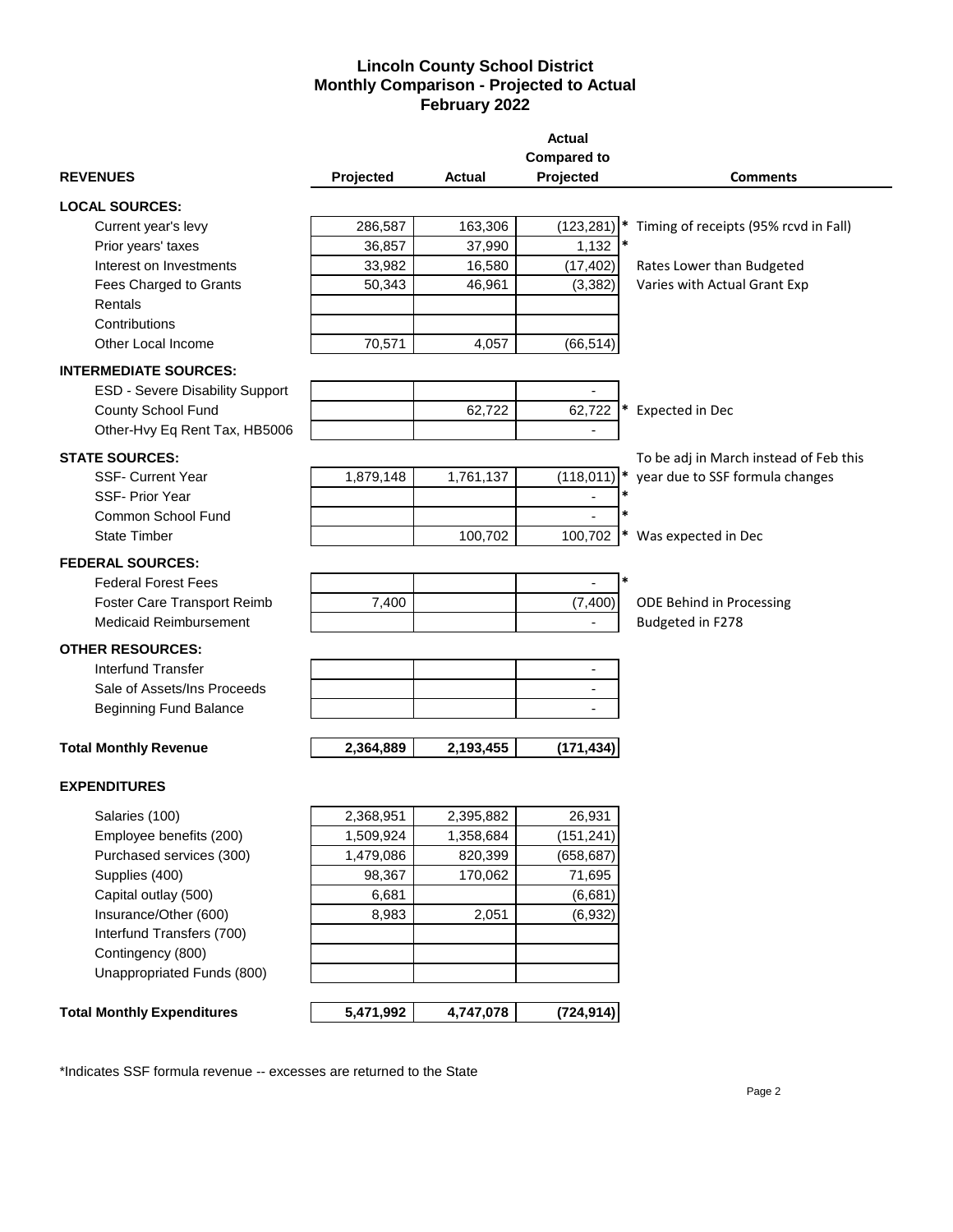# Lincoln County School District
## Monthly Comparison - Projected to Actual
## February 2022

| REVENUES | Projected | Actual | Actual Compared to Projected | | Comments |
|---|---|---|---|---|---|
| **LOCAL SOURCES:** | | | | | |
| Current year's levy | 286,587 | 163,306 | (123,281) | * | Timing of receipts (95% rcvd in Fall) |
| Prior years' taxes | 36,857 | 37,990 | 1,132 | * | |
| Interest on Investments | 33,982 | 16,580 | (17,402) | | Rates Lower than Budgeted |
| Fees Charged to Grants | 50,343 | 46,961 | (3,382) | | Varies with Actual Grant Exp |
| Rentals | | | | | |
| Contributions | | | | | |
| Other Local Income | 70,571 | 4,057 | (66,514) | | |
| **INTERMEDIATE SOURCES:** | | | | | |
| ESD - Severe Disability Support | | | - | | |
| County School Fund | | 62,722 | 62,722 | * | Expected in Dec |
| Other-Hvy Eq Rent Tax, HB5006 | | | - | | |
| **STATE SOURCES:** | | | | | To be adj in March instead of Feb this |
| SSF- Current Year | 1,879,148 | 1,761,137 | (118,011) | * | year due to SSF formula changes |
| SSF- Prior Year | | | - | * | |
| Common School Fund | | | - | * | |
| State Timber | | 100,702 | 100,702 | * | Was expected in Dec |
| **FEDERAL SOURCES:** | | | | | |
| Federal Forest Fees | | | - | * | |
| Foster Care Transport Reimb | 7,400 | | (7,400) | | ODE Behind in Processing |
| Medicaid Reimbursement | | | - | | Budgeted in F278 |
| **OTHER RESOURCES:** | | | | | |
| Interfund Transfer | | | - | | |
| Sale of Assets/Ins Proceeds | | | - | | |
| Beginning Fund Balance | | | - | | |
| **Total Monthly Revenue** | **2,364,889** | **2,193,455** | **(171,434)** | | |

| **EXPENDITURES** | Projected | Actual | Actual Compared to Projected |
|---|---|---|---|
| Salaries (100) | 2,368,951 | 2,395,882 | 26,931 |
| Employee benefits (200) | 1,509,924 | 1,358,684 | (151,241) |
| Purchased services (300) | 1,479,086 | 820,399 | (658,687) |
| Supplies (400) | 98,367 | 170,062 | 71,695 |
| Capital outlay (500) | 6,681 | | (6,681) |
| Insurance/Other (600) | 8,983 | 2,051 | (6,932) |
| Interfund Transfers (700) | | | |
| Contingency (800) | | | |
| Unappropriated Funds (800) | | | |
| **Total Monthly Expenditures** | **5,471,992** | **4,747,078** | **(724,914)** |

*Indicates SSF formula revenue -- excesses are returned to the State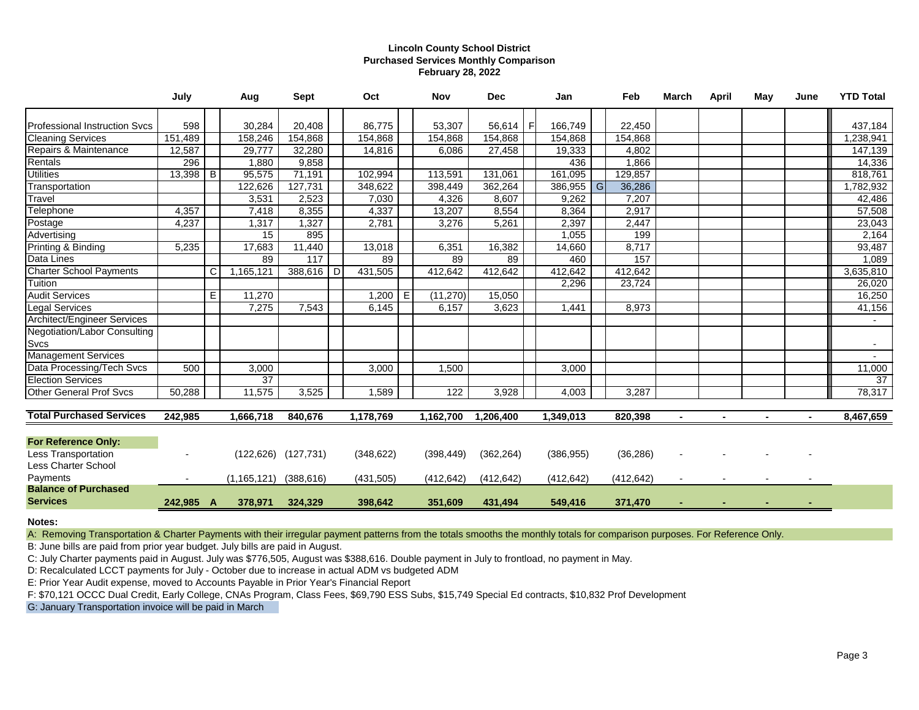**Lincoln County School District**
**Purchased Services Monthly Comparison**
**February 28, 2022**

| | July | | Aug | Sept | | Oct | | Nov | Dec | | Jan | | Feb | March | April | May | June | YTD Total |
|---|---|---|---|---|---|---|---|---|---|---|---|---|---|---|---|---|---|---|
| Professional Instruction Svcs | 598 | | 30,284 | 20,408 | | 86,775 | | 53,307 | 56,614 | F | 166,749 | | 22,450 | | | | | 437,184 |
| Cleaning Services | 151,489 | | 158,246 | 154,868 | | 154,868 | | 154,868 | 154,868 | | 154,868 | | 154,868 | | | | | 1,238,941 |
| Repairs & Maintenance | 12,587 | | 29,777 | 32,280 | | 14,816 | | 6,086 | 27,458 | | 19,333 | | 4,802 | | | | | 147,139 |
| Rentals | 296 | | 1,880 | 9,858 | | | | | | | 436 | | 1,866 | | | | | 14,336 |
| Utilities | 13,398 | B | 95,575 | 71,191 | | 102,994 | | 113,591 | 131,061 | | 161,095 | | 129,857 | | | | | 818,761 |
| Transportation | | | 122,626 | 127,731 | | 348,622 | | 398,449 | 362,264 | | 386,955 | G | 36,286 | | | | | 1,782,932 |
| Travel | | | 3,531 | 2,523 | | 7,030 | | 4,326 | 8,607 | | 9,262 | | 7,207 | | | | | 42,486 |
| Telephone | 4,357 | | 7,418 | 8,355 | | 4,337 | | 13,207 | 8,554 | | 8,364 | | 2,917 | | | | | 57,508 |
| Postage | 4,237 | | 1,317 | 1,327 | | 2,781 | | 3,276 | 5,261 | | 2,397 | | 2,447 | | | | | 23,043 |
| Advertising | | | 15 | 895 | | | | | | | 1,055 | | 199 | | | | | 2,164 |
| Printing & Binding | 5,235 | | 17,683 | 11,440 | | 13,018 | | 6,351 | 16,382 | | 14,660 | | 8,717 | | | | | 93,487 |
| Data Lines | | | 89 | 117 | | 89 | | 89 | 89 | | 460 | | 157 | | | | | 1,089 |
| Charter School Payments | | C | 1,165,121 | 388,616 | D | 431,505 | | 412,642 | 412,642 | | 412,642 | | 412,642 | | | | | 3,635,810 |
| Tuition | | | | | | | | | | | 2,296 | | 23,724 | | | | | 26,020 |
| Audit Services | | E | 11,270 | | | 1,200 | E | (11,270) | 15,050 | | | | | | | | | 16,250 |
| Legal Services | | | 7,275 | 7,543 | | 6,145 | | 6,157 | 3,623 | | 1,441 | | 8,973 | | | | | 41,156 |
| Architect/Engineer Services | | | | | | | | | | | | | | | | | | - |
| Negotiation/Labor Consulting Svcs | | | | | | | | | | | | | | | | | | - |
| Management Services | | | | | | | | | | | | | | | | | | - |
| Data Processing/Tech Svcs | 500 | | 3,000 | | | 3,000 | | 1,500 | | | 3,000 | | | | | | | 11,000 |
| Election Services | | | 37 | | | | | | | | | | | | | | | 37 |
| Other General Prof Svcs | 50,288 | | 11,575 | 3,525 | | 1,589 | | 122 | 3,928 | | 4,003 | | 3,287 | | | | | 78,317 |
| **Total Purchased Services** | **242,985** | | **1,666,718** | **840,676** | | **1,178,769** | | **1,162,700** | **1,206,400** | | **1,349,013** | | **820,398** | **-** | **-** | **-** | **-** | **8,467,659** |
| **For Reference Only:** | | | | | | | | | | | | | | | | | | |
| Less Transportation | - | | (122,626) | (127,731) | | (348,622) | | (398,449) | (362,264) | | (386,955) | | (36,286) | - | - | - | - | |
| Less Charter School Payments | - | | (1,165,121) | (388,616) | | (431,505) | | (412,642) | (412,642) | | (412,642) | | (412,642) | - | - | - | - | |
| **Balance of Purchased Services** | **242,985** | **A** | **378,971** | **324,329** | | **398,642** | | **351,609** | **431,494** | | **549,416** | | **371,470** | **-** | **-** | **-** | **-** | |

**Notes:**

A: Removing Transportation & Charter Payments with their irregular payment patterns from the totals smooths the monthly totals for comparison purposes. For Reference Only.

B: June bills are paid from prior year budget. July bills are paid in August.

C: July Charter payments paid in August. July was $776,505, August was $388,616. Double payment in July to frontload, no payment in May.

D: Recalculated LCCT payments for July - October due to increase in actual ADM vs budgeted ADM

E: Prior Year Audit expense, moved to Accounts Payable in Prior Year's Financial Report

F: $70,121 OCCC Dual Credit, Early College, CNAs Program, Class Fees, $69,790 ESS Subs, $15,749 Special Ed contracts, $10,832 Prof Development

G: January Transportation invoice will be paid in March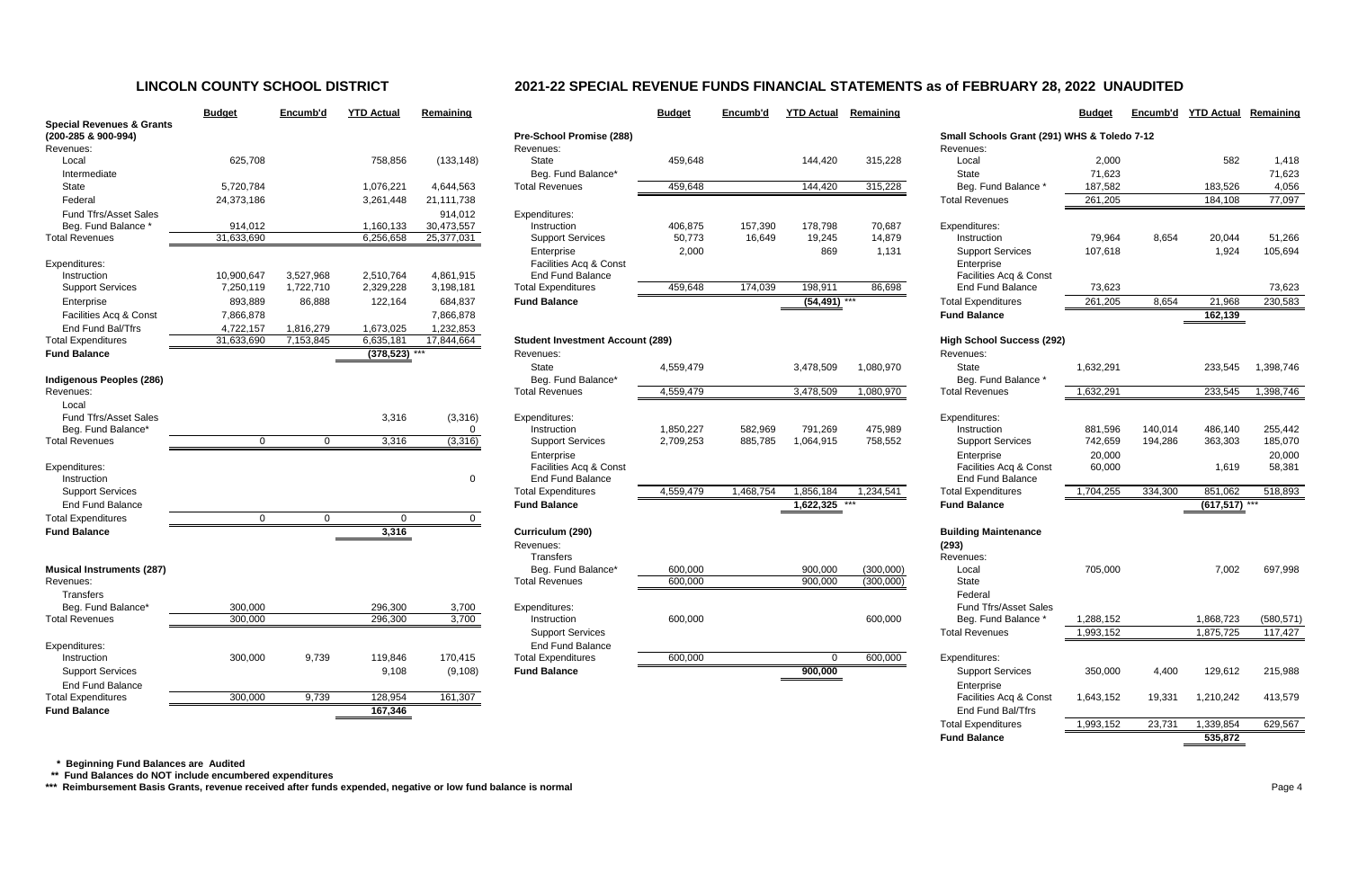# LINCOLN COUNTY SCHOOL DISTRICT

## 2021-22 SPECIAL REVENUE FUNDS FINANCIAL STATEMENTS as of FEBRUARY 28, 2022 UNAUDITED

### Special Revenues & Grants (200-285 & 900-994)

| | Budget | Encumb'd | YTD Actual | Remaining |
|---|---|---|---|---|
| **Revenues:** | | | | |
| Local | 625,708 | | 758,856 | (133,148) |
| Intermediate | | | | |
| State | 5,720,784 | | 1,076,221 | 4,644,563 |
| Federal | 24,373,186 | | 3,261,448 | 21,111,738 |
| Fund Tfrs/Asset Sales | | | | 914,012 |
| Beg. Fund Balance * | 914,012 | | 1,160,133 | 30,473,557 |
| **Total Revenues** | 31,633,690 | | 6,256,658 | 25,377,031 |
| **Expenditures:** | | | | |
| Instruction | 10,900,647 | 3,527,968 | 2,510,764 | 4,861,915 |
| Support Services | 7,250,119 | 1,722,710 | 2,329,228 | 3,198,181 |
| Enterprise | 893,889 | 86,888 | 122,164 | 684,837 |
| Facilities Acq & Const | 7,866,878 | | | 7,866,878 |
| End Fund Bal/Tfrs | 4,722,157 | 1,816,279 | 1,673,025 | 1,232,853 |
| **Total Expenditures** | 31,633,690 | 7,153,845 | 6,635,181 | 17,844,664 |
| **Fund Balance** | | | (378,523) *** | |

### Indigenous Peoples (286)

| | Budget | Encumb'd | YTD Actual | Remaining |
|---|---|---|---|---|
| **Revenues:** | | | | |
| Local | | | | |
| Fund Tfrs/Asset Sales | | | 3,316 | (3,316) |
| Beg. Fund Balance* | | | | 0 |
| **Total Revenues** | 0 | 0 | 3,316 | (3,316) |
| **Expenditures:** | | | | |
| Instruction | | | | 0 |
| Support Services | | | | |
| End Fund Balance | | | | |
| **Total Expenditures** | 0 | 0 | 0 | 0 |
| **Fund Balance** | | | 3,316 | |

### Musical Instruments (287)

| | Budget | Encumb'd | YTD Actual | Remaining |
|---|---|---|---|---|
| **Revenues:** | | | | |
| Transfers | | | | |
| Beg. Fund Balance* | 300,000 | | 296,300 | 3,700 |
| **Total Revenues** | 300,000 | | 296,300 | 3,700 |
| **Expenditures:** | | | | |
| Instruction | 300,000 | 9,739 | 119,846 | 170,415 |
| Support Services | | | 9,108 | (9,108) |
| End Fund Balance | | | | |
| **Total Expenditures** | 300,000 | 9,739 | 128,954 | 161,307 |
| **Fund Balance** | | | 167,346 | |

### Pre-School Promise (288)

| | Budget | Encumb'd | YTD Actual | Remaining |
|---|---|---|---|---|
| **Revenues:** | | | | |
| State | 459,648 | | 144,420 | 315,228 |
| Beg. Fund Balance* | | | | |
| **Total Revenues** | 459,648 | | 144,420 | 315,228 |
| **Expenditures:** | | | | |
| Instruction | 406,875 | 157,390 | 178,798 | 70,687 |
| Support Services | 50,773 | 16,649 | 19,245 | 14,879 |
| Enterprise | 2,000 | | 869 | 1,131 |
| Facilities Acq & Const | | | | |
| End Fund Balance | | | | |
| **Total Expenditures** | 459,648 | 174,039 | 198,911 | 86,698 |
| **Fund Balance** | | | (54,491) *** | |

### Student Investment Account (289)

| | Budget | Encumb'd | YTD Actual | Remaining |
|---|---|---|---|---|
| **Revenues:** | | | | |
| State | 4,559,479 | | 3,478,509 | 1,080,970 |
| Beg. Fund Balance* | | | | |
| **Total Revenues** | 4,559,479 | | 3,478,509 | 1,080,970 |
| **Expenditures:** | | | | |
| Instruction | 1,850,227 | 582,969 | 791,269 | 475,989 |
| Support Services | 2,709,253 | 885,785 | 1,064,915 | 758,552 |
| Enterprise | | | | |
| Facilities Acq & Const | | | | |
| End Fund Balance | | | | |
| **Total Expenditures** | 4,559,479 | 1,468,754 | 1,856,184 | 1,234,541 |
| **Fund Balance** | | | 1,622,325 *** | |

### Curriculum (290)

| | Budget | Encumb'd | YTD Actual | Remaining |
|---|---|---|---|---|
| **Revenues:** | | | | |
| Transfers | | | | |
| Beg. Fund Balance* | 600,000 | | 900,000 | (300,000) |
| **Total Revenues** | 600,000 | | 900,000 | (300,000) |
| **Expenditures:** | | | | |
| Instruction | 600,000 | | | 600,000 |
| Support Services | | | | |
| End Fund Balance | | | | |
| **Total Expenditures** | 600,000 | | 0 | 600,000 |
| **Fund Balance** | | | 900,000 | |

### Small Schools Grant (291) WHS & Toledo 7-12

| | Budget | Encumb'd | YTD Actual | Remaining |
|---|---|---|---|---|
| **Revenues:** | | | | |
| Local | 2,000 | | 582 | 1,418 |
| State | 71,623 | | | 71,623 |
| Beg. Fund Balance * | 187,582 | | 183,526 | 4,056 |
| **Total Revenues** | 261,205 | | 184,108 | 77,097 |
| **Expenditures:** | | | | |
| Instruction | 79,964 | 8,654 | 20,044 | 51,266 |
| Support Services | 107,618 | | 1,924 | 105,694 |
| Enterprise | | | | |
| Facilities Acq & Const | | | | |
| End Fund Balance | 73,623 | | | 73,623 |
| **Total Expenditures** | 261,205 | 8,654 | 21,968 | 230,583 |
| **Fund Balance** | | | 162,139 | |

### High School Success (292)

| | Budget | Encumb'd | YTD Actual | Remaining |
|---|---|---|---|---|
| **Revenues:** | | | | |
| State | 1,632,291 | | 233,545 | 1,398,746 |
| Beg. Fund Balance * | | | | |
| **Total Revenues** | 1,632,291 | | 233,545 | 1,398,746 |
| **Expenditures:** | | | | |
| Instruction | 881,596 | 140,014 | 486,140 | 255,442 |
| Support Services | 742,659 | 194,286 | 363,303 | 185,070 |
| Enterprise | 20,000 | | | 20,000 |
| Facilities Acq & Const | 60,000 | | 1,619 | 58,381 |
| End Fund Balance | | | | |
| **Total Expenditures** | 1,704,255 | 334,300 | 851,062 | 518,893 |
| **Fund Balance** | | | (617,517) *** | |

### Building Maintenance (293)

| | Budget | Encumb'd | YTD Actual | Remaining |
|---|---|---|---|---|
| **Revenues:** | | | | |
| Local | 705,000 | | 7,002 | 697,998 |
| State | | | | |
| Federal | | | | |
| Fund Tfrs/Asset Sales | | | | |
| Beg. Fund Balance * | 1,288,152 | | 1,868,723 | (580,571) |
| **Total Revenues** | 1,993,152 | | 1,875,725 | 117,427 |
| **Expenditures:** | | | | |
| Support Services | 350,000 | 4,400 | 129,612 | 215,988 |
| Enterprise | | | | |
| Facilities Acq & Const | 1,643,152 | 19,331 | 1,210,242 | 413,579 |
| End Fund Bal/Tfrs | | | | |
| **Total Expenditures** | 1,993,152 | 23,731 | 1,339,854 | 629,567 |
| **Fund Balance** | | | 535,872 | |

**\* Beginning Fund Balances are Audited**

**\*\* Fund Balances do NOT include encumbered expenditures**

**\*\*\* Reimbursement Basis Grants, revenue received after funds expended, negative or low fund balance is normal**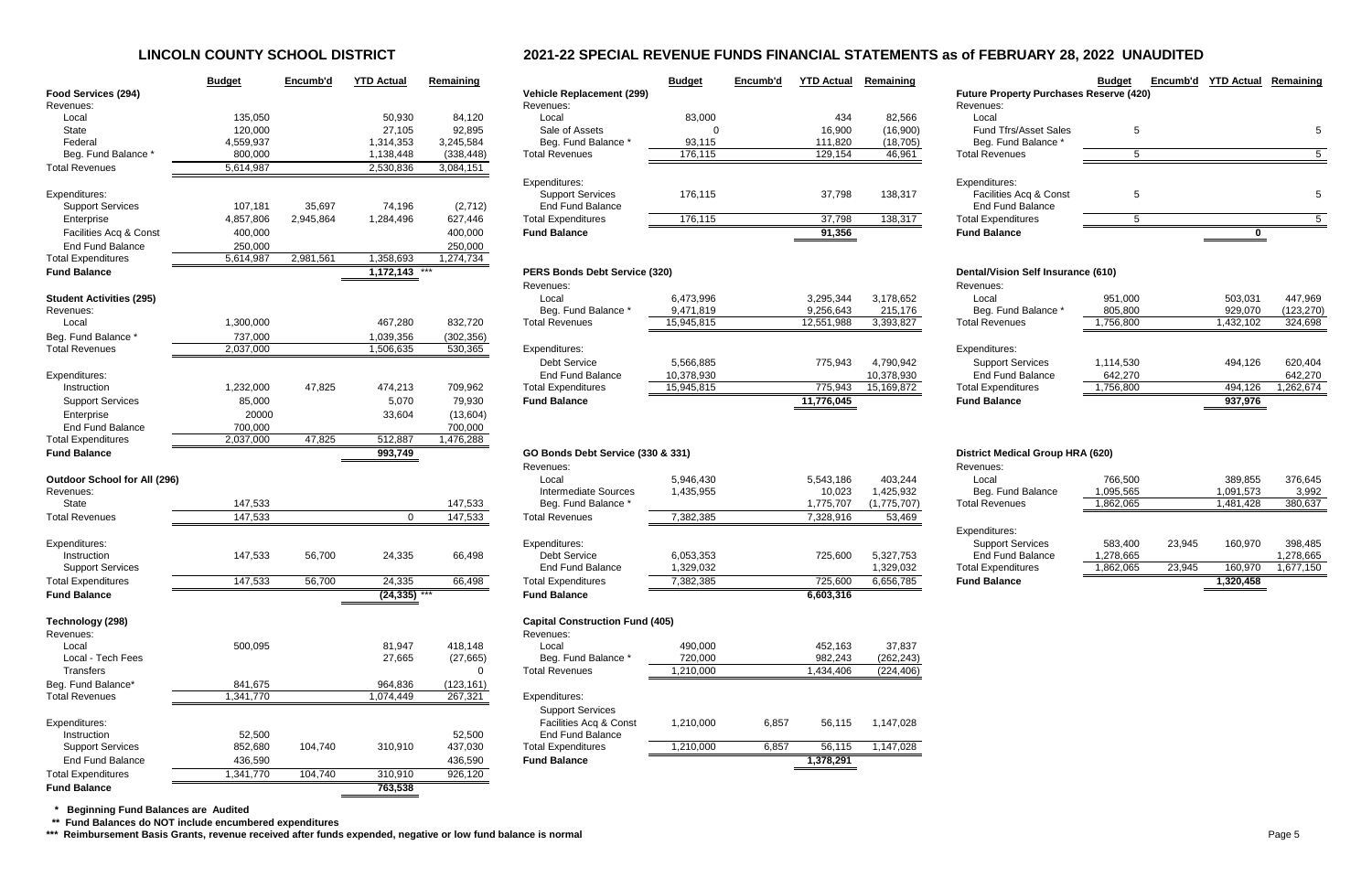# LINCOLN COUNTY SCHOOL DISTRICT

# 2021-22 SPECIAL REVENUE FUNDS FINANCIAL STATEMENTS as of FEBRUARY 28, 2022 UNAUDITED

| | Budget | Encumb'd | YTD Actual | Remaining |
|---|---|---|---|---|
| **Food Services (294)** | | | | |
| Revenues: | | | | |
| Local | 135,050 | | 50,930 | 84,120 |
| State | 120,000 | | 27,105 | 92,895 |
| Federal | 4,559,937 | | 1,314,353 | 3,245,584 |
| Beg. Fund Balance * | 800,000 | | 1,138,448 | (338,448) |
| Total Revenues | 5,614,987 | | 2,530,836 | 3,084,151 |
| Expenditures: | | | | |
| Support Services | 107,181 | 35,697 | 74,196 | (2,712) |
| Enterprise | 4,857,806 | 2,945,864 | 1,284,496 | 627,446 |
| Facilities Acq & Const | 400,000 | | | 400,000 |
| End Fund Balance | 250,000 | | | 250,000 |
| Total Expenditures | 5,614,987 | 2,981,561 | 1,358,693 | 1,274,734 |
| **Fund Balance** | | | 1,172,143 *** | |

| | Budget | Encumb'd | YTD Actual | Remaining |
|---|---|---|---|---|
| **Student Activities (295)** | | | | |
| Revenues: | | | | |
| Local | 1,300,000 | | 467,280 | 832,720 |
| Beg. Fund Balance * | 737,000 | | 1,039,356 | (302,356) |
| Total Revenues | 2,037,000 | | 1,506,635 | 530,365 |
| Expenditures: | | | | |
| Instruction | 1,232,000 | 47,825 | 474,213 | 709,962 |
| Support Services | 85,000 | | 5,070 | 79,930 |
| Enterprise | 20000 | | 33,604 | (13,604) |
| End Fund Balance | 700,000 | | | 700,000 |
| Total Expenditures | 2,037,000 | 47,825 | 512,887 | 1,476,288 |
| **Fund Balance** | | | 993,749 | |

| | Budget | Encumb'd | YTD Actual | Remaining |
|---|---|---|---|---|
| **Outdoor School for All (296)** | | | | |
| Revenues: | | | | |
| State | 147,533 | | | 147,533 |
| Total Revenues | 147,533 | | 0 | 147,533 |
| Expenditures: | | | | |
| Instruction | 147,533 | 56,700 | 24,335 | 66,498 |
| Support Services | | | | |
| Total Expenditures | 147,533 | 56,700 | 24,335 | 66,498 |
| **Fund Balance** | | | (24,335) *** | |

| | Budget | Encumb'd | YTD Actual | Remaining |
|---|---|---|---|---|
| **Technology (298)** | | | | |
| Revenues: | | | | |
| Local | 500,095 | | 81,947 | 418,148 |
| Local - Tech Fees | | | 27,665 | (27,665) |
| Transfers | | | | 0 |
| Beg. Fund Balance* | 841,675 | | 964,836 | (123,161) |
| Total Revenues | 1,341,770 | | 1,074,449 | 267,321 |
| Expenditures: | | | | |
| Instruction | 52,500 | | | 52,500 |
| Support Services | 852,680 | 104,740 | 310,910 | 437,030 |
| End Fund Balance | 436,590 | | | 436,590 |
| Total Expenditures | 1,341,770 | 104,740 | 310,910 | 926,120 |
| **Fund Balance** | | | 763,538 | |

| | Budget | Encumb'd | YTD Actual | Remaining |
|---|---|---|---|---|
| **Vehicle Replacement (299)** | | | | |
| Revenues: | | | | |
| Local | 83,000 | | 434 | 82,566 |
| Sale of Assets | 0 | | 16,900 | (16,900) |
| Beg. Fund Balance * | 93,115 | | 111,820 | (18,705) |
| Total Revenues | 176,115 | | 129,154 | 46,961 |
| Expenditures: | | | | |
| Support Services | 176,115 | | 37,798 | 138,317 |
| End Fund Balance | | | | |
| Total Expenditures | 176,115 | | 37,798 | 138,317 |
| **Fund Balance** | | | 91,356 | |

| | Budget | Encumb'd | YTD Actual | Remaining |
|---|---|---|---|---|
| **PERS Bonds Debt Service (320)** | | | | |
| Revenues: | | | | |
| Local | 6,473,996 | | 3,295,344 | 3,178,652 |
| Beg. Fund Balance * | 9,471,819 | | 9,256,643 | 215,176 |
| Total Revenues | 15,945,815 | | 12,551,988 | 3,393,827 |
| Expenditures: | | | | |
| Debt Service | 5,566,885 | | 775,943 | 4,790,942 |
| End Fund Balance | 10,378,930 | | | 10,378,930 |
| Total Expenditures | 15,945,815 | | 775,943 | 15,169,872 |
| **Fund Balance** | | | 11,776,045 | |

| | Budget | Encumb'd | YTD Actual | Remaining |
|---|---|---|---|---|
| **GO Bonds Debt Service (330 & 331)** | | | | |
| Revenues: | | | | |
| Local | 5,946,430 | | 5,543,186 | 403,244 |
| Intermediate Sources | 1,435,955 | | 10,023 | 1,425,932 |
| Beg. Fund Balance * | | | 1,775,707 | (1,775,707) |
| Total Revenues | 7,382,385 | | 7,328,916 | 53,469 |
| Expenditures: | | | | |
| Debt Service | 6,053,353 | | 725,600 | 5,327,753 |
| End Fund Balance | 1,329,032 | | | 1,329,032 |
| Total Expenditures | 7,382,385 | | 725,600 | 6,656,785 |
| **Fund Balance** | | | 6,603,316 | |

| | Budget | Encumb'd | YTD Actual | Remaining |
|---|---|---|---|---|
| **Capital Construction Fund (405)** | | | | |
| Revenues: | | | | |
| Local | 490,000 | | 452,163 | 37,837 |
| Beg. Fund Balance * | 720,000 | | 982,243 | (262,243) |
| Total Revenues | 1,210,000 | | 1,434,406 | (224,406) |
| Expenditures: | | | | |
| Support Services | | | | |
| Facilities Acq & Const | 1,210,000 | 6,857 | 56,115 | 1,147,028 |
| End Fund Balance | | | | |
| Total Expenditures | 1,210,000 | 6,857 | 56,115 | 1,147,028 |
| **Fund Balance** | | | 1,378,291 | |

| | Budget | Encumb'd | YTD Actual | Remaining |
|---|---|---|---|---|
| **Future Property Purchases Reserve (420)** | | | | |
| Revenues: | | | | |
| Local | | | | |
| Fund Tfrs/Asset Sales | 5 | | | 5 |
| Beg. Fund Balance * | | | | |
| Total Revenues | 5 | | | 5 |
| Expenditures: | | | | |
| Facilities Acq & Const | 5 | | | 5 |
| End Fund Balance | | | | |
| Total Expenditures | 5 | | | 5 |
| **Fund Balance** | | | 0 | |

| | Budget | Encumb'd | YTD Actual | Remaining |
|---|---|---|---|---|
| **Dental/Vision Self Insurance (610)** | | | | |
| Revenues: | | | | |
| Local | 951,000 | | 503,031 | 447,969 |
| Beg. Fund Balance * | 805,800 | | 929,070 | (123,270) |
| Total Revenues | 1,756,800 | | 1,432,102 | 324,698 |
| Expenditures: | | | | |
| Support Services | 1,114,530 | | 494,126 | 620,404 |
| End Fund Balance | 642,270 | | | 642,270 |
| Total Expenditures | 1,756,800 | | 494,126 | 1,262,674 |
| **Fund Balance** | | | 937,976 | |

| | Budget | Encumb'd | YTD Actual | Remaining |
|---|---|---|---|---|
| **District Medical Group HRA (620)** | | | | |
| Revenues: | | | | |
| Local | 766,500 | | 389,855 | 376,645 |
| Beg. Fund Balance | 1,095,565 | | 1,091,573 | 3,992 |
| Total Revenues | 1,862,065 | | 1,481,428 | 380,637 |
| Expenditures: | | | | |
| Support Services | 583,400 | 23,945 | 160,970 | 398,485 |
| End Fund Balance | 1,278,665 | | | 1,278,665 |
| Total Expenditures | 1,862,065 | 23,945 | 160,970 | 1,677,150 |
| **Fund Balance** | | | 1,320,458 | |

**\* Beginning Fund Balances are Audited**

**\*\* Fund Balances do NOT include encumbered expenditures**

**\*\*\* Reimbursement Basis Grants, revenue received after funds expended, negative or low fund balance is normal**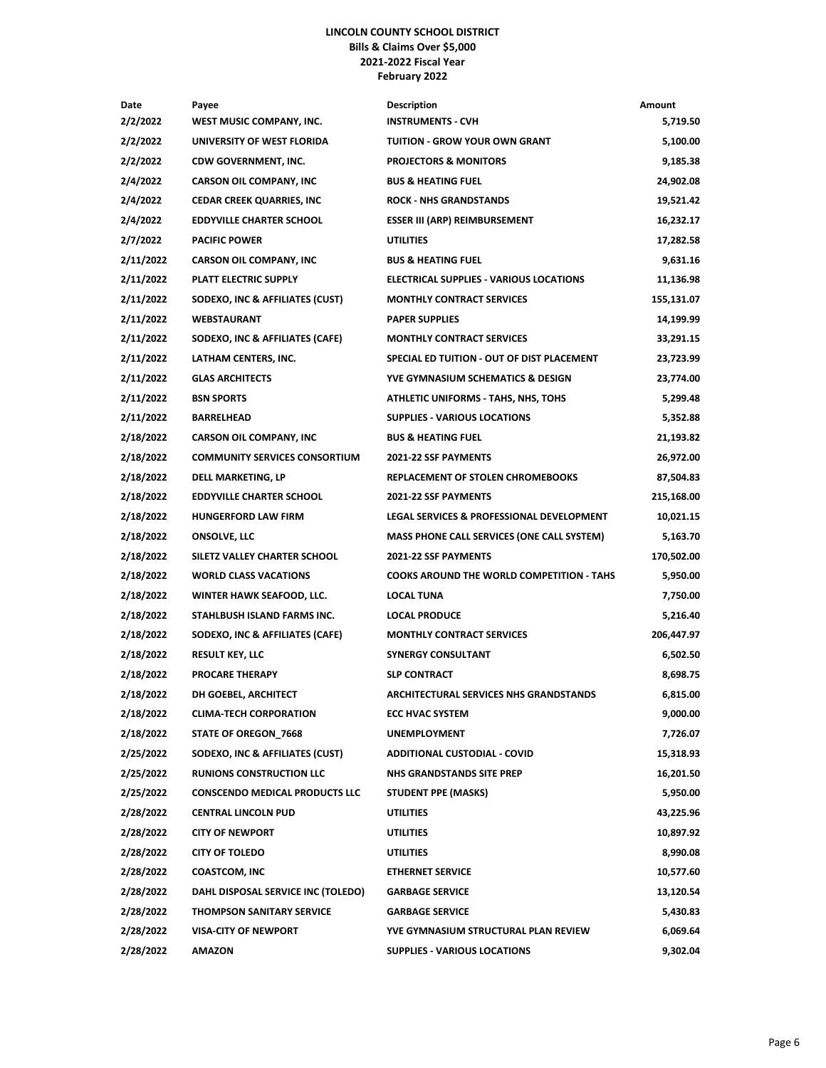# LINCOLN COUNTY SCHOOL DISTRICT
## Bills & Claims Over $5,000
## 2021-2022 Fiscal Year
## February 2022

| Date | Payee | Description | Amount |
|---|---|---|---|
| 2/2/2022 | WEST MUSIC COMPANY, INC. | INSTRUMENTS - CVH | 5,719.50 |
| 2/2/2022 | UNIVERSITY OF WEST FLORIDA | TUITION - GROW YOUR OWN GRANT | 5,100.00 |
| 2/2/2022 | CDW GOVERNMENT, INC. | PROJECTORS & MONITORS | 9,185.38 |
| 2/4/2022 | CARSON OIL COMPANY, INC | BUS & HEATING FUEL | 24,902.08 |
| 2/4/2022 | CEDAR CREEK QUARRIES, INC | ROCK - NHS GRANDSTANDS | 19,521.42 |
| 2/4/2022 | EDDYVILLE CHARTER SCHOOL | ESSER III (ARP) REIMBURSEMENT | 16,232.17 |
| 2/7/2022 | PACIFIC POWER | UTILITIES | 17,282.58 |
| 2/11/2022 | CARSON OIL COMPANY, INC | BUS & HEATING FUEL | 9,631.16 |
| 2/11/2022 | PLATT ELECTRIC SUPPLY | ELECTRICAL SUPPLIES - VARIOUS LOCATIONS | 11,136.98 |
| 2/11/2022 | SODEXO, INC & AFFILIATES (CUST) | MONTHLY CONTRACT SERVICES | 155,131.07 |
| 2/11/2022 | WEBSTAURANT | PAPER SUPPLIES | 14,199.99 |
| 2/11/2022 | SODEXO, INC & AFFILIATES (CAFE) | MONTHLY CONTRACT SERVICES | 33,291.15 |
| 2/11/2022 | LATHAM CENTERS, INC. | SPECIAL ED TUITION - OUT OF DIST PLACEMENT | 23,723.99 |
| 2/11/2022 | GLAS ARCHITECTS | YVE GYMNASIUM SCHEMATICS & DESIGN | 23,774.00 |
| 2/11/2022 | BSN SPORTS | ATHLETIC UNIFORMS - TAHS, NHS, TOHS | 5,299.48 |
| 2/11/2022 | BARRELHEAD | SUPPLIES - VARIOUS LOCATIONS | 5,352.88 |
| 2/18/2022 | CARSON OIL COMPANY, INC | BUS & HEATING FUEL | 21,193.82 |
| 2/18/2022 | COMMUNITY SERVICES CONSORTIUM | 2021-22 SSF PAYMENTS | 26,972.00 |
| 2/18/2022 | DELL MARKETING, LP | REPLACEMENT OF STOLEN CHROMEBOOKS | 87,504.83 |
| 2/18/2022 | EDDYVILLE CHARTER SCHOOL | 2021-22 SSF PAYMENTS | 215,168.00 |
| 2/18/2022 | HUNGERFORD LAW FIRM | LEGAL SERVICES & PROFESSIONAL DEVELOPMENT | 10,021.15 |
| 2/18/2022 | ONSOLVE, LLC | MASS PHONE CALL SERVICES (ONE CALL SYSTEM) | 5,163.70 |
| 2/18/2022 | SILETZ VALLEY CHARTER SCHOOL | 2021-22 SSF PAYMENTS | 170,502.00 |
| 2/18/2022 | WORLD CLASS VACATIONS | COOKS AROUND THE WORLD COMPETITION - TAHS | 5,950.00 |
| 2/18/2022 | WINTER HAWK SEAFOOD, LLC. | LOCAL TUNA | 7,750.00 |
| 2/18/2022 | STAHLBUSH ISLAND FARMS INC. | LOCAL PRODUCE | 5,216.40 |
| 2/18/2022 | SODEXO, INC & AFFILIATES (CAFE) | MONTHLY CONTRACT SERVICES | 206,447.97 |
| 2/18/2022 | RESULT KEY, LLC | SYNERGY CONSULTANT | 6,502.50 |
| 2/18/2022 | PROCARE THERAPY | SLP CONTRACT | 8,698.75 |
| 2/18/2022 | DH GOEBEL, ARCHITECT | ARCHITECTURAL SERVICES NHS GRANDSTANDS | 6,815.00 |
| 2/18/2022 | CLIMA-TECH CORPORATION | ECC HVAC SYSTEM | 9,000.00 |
| 2/18/2022 | STATE OF OREGON_7668 | UNEMPLOYMENT | 7,726.07 |
| 2/25/2022 | SODEXO, INC & AFFILIATES (CUST) | ADDITIONAL CUSTODIAL - COVID | 15,318.93 |
| 2/25/2022 | RUNIONS CONSTRUCTION LLC | NHS GRANDSTANDS SITE PREP | 16,201.50 |
| 2/25/2022 | CONSCENDO MEDICAL PRODUCTS LLC | STUDENT PPE (MASKS) | 5,950.00 |
| 2/28/2022 | CENTRAL LINCOLN PUD | UTILITIES | 43,225.96 |
| 2/28/2022 | CITY OF NEWPORT | UTILITIES | 10,897.92 |
| 2/28/2022 | CITY OF TOLEDO | UTILITIES | 8,990.08 |
| 2/28/2022 | COASTCOM, INC | ETHERNET SERVICE | 10,577.60 |
| 2/28/2022 | DAHL DISPOSAL SERVICE INC (TOLEDO) | GARBAGE SERVICE | 13,120.54 |
| 2/28/2022 | THOMPSON SANITARY SERVICE | GARBAGE SERVICE | 5,430.83 |
| 2/28/2022 | VISA-CITY OF NEWPORT | YVE GYMNASIUM STRUCTURAL PLAN REVIEW | 6,069.64 |
| 2/28/2022 | AMAZON | SUPPLIES - VARIOUS LOCATIONS | 9,302.04 |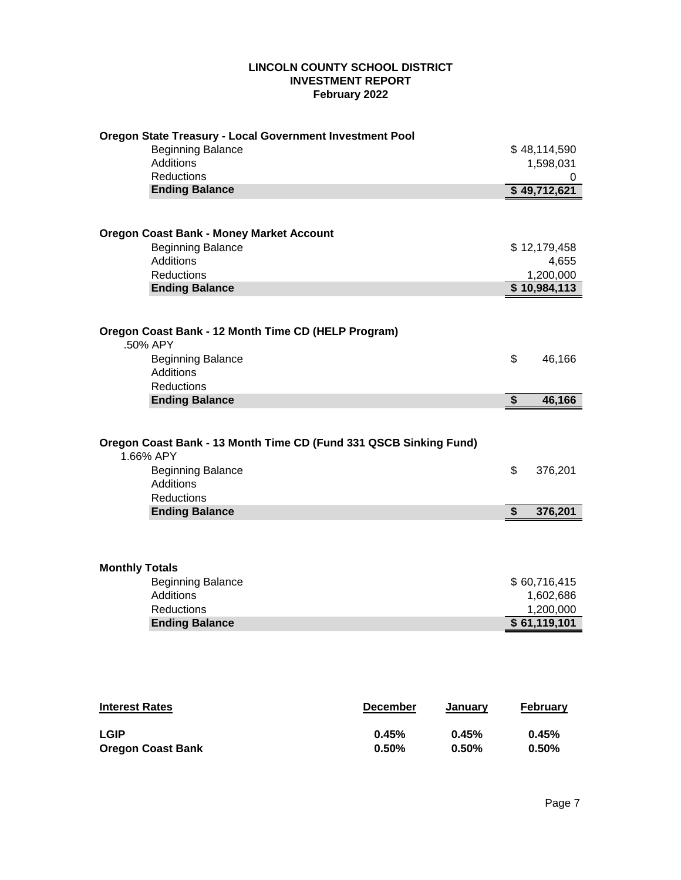# LINCOLN COUNTY SCHOOL DISTRICT
## INVESTMENT REPORT
### February 2022

**Oregon State Treasury - Local Government Investment Pool**

| | |
|---|---|
| Beginning Balance | $ 48,114,590 |
| Additions | 1,598,031 |
| Reductions | 0 |
| **Ending Balance** | **$ 49,712,621** |

**Oregon Coast Bank - Money Market Account**

| | |
|---|---|
| Beginning Balance | $ 12,179,458 |
| Additions | 4,655 |
| Reductions | 1,200,000 |
| **Ending Balance** | **$ 10,984,113** |

**Oregon Coast Bank - 12 Month Time CD (HELP Program)**

.50% APY

| | |
|---|---|
| Beginning Balance | $ 46,166 |
| Additions | |
| Reductions | |
| **Ending Balance** | **$ 46,166** |

**Oregon Coast Bank - 13 Month Time CD (Fund 331 QSCB Sinking Fund)**

1.66% APY

| | |
|---|---|
| Beginning Balance | $ 376,201 |
| Additions | |
| Reductions | |
| **Ending Balance** | **$ 376,201** |

**Monthly Totals**

| | |
|---|---|
| Beginning Balance | $ 60,716,415 |
| Additions | 1,602,686 |
| Reductions | 1,200,000 |
| **Ending Balance** | **$ 61,119,101** |

| **Interest Rates** | **December** | **January** | **February** |
|---|---|---|---|
| **LGIP** | **0.45%** | **0.45%** | **0.45%** |
| **Oregon Coast Bank** | **0.50%** | **0.50%** | **0.50%** |